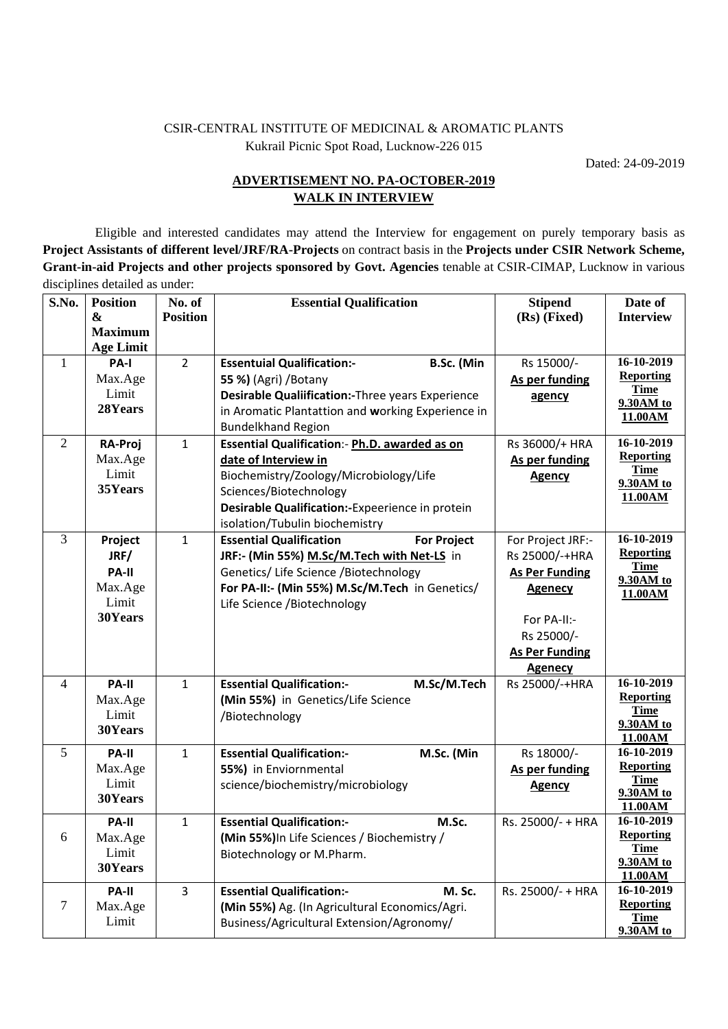CSIR-CENTRAL INSTITUTE OF MEDICINAL & AROMATIC PLANTS
Kukrail Picnic Spot Road, Lucknow-226 015

Dated: 24-09-2019

## ADVERTISEMENT NO. PA-OCTOBER-2019
## WALK IN INTERVIEW

Eligible and interested candidates may attend the Interview for engagement on purely temporary basis as **Project Assistants of different level/JRF/RA-Projects** on contract basis in the **Projects under CSIR Network Scheme, Grant-in-aid Projects and other projects sponsored by Govt. Agencies** tenable at CSIR-CIMAP, Lucknow in various disciplines detailed as under:

| S.No. | Position & Maximum Age Limit | No. of Position | Essential Qualification | Stipend (Rs) (Fixed) | Date of Interview |
|---|---|---|---|---|---|
| 1 | **PA-I** Max.Age Limit **28Years** | 2 | **Essentuial Qualification:- B.Sc. (Min 55 %)** (Agri) /Botany **Desirable Qualiification:-**Three years Experience in Aromatic Plantattion and **w**orking Experience in Bundelkhand Region | Rs 15000/- **As per funding agency** | **16-10-2019 Reporting Time 9.30AM to 11.00AM** |
| 2 | **RA-Proj** Max.Age Limit **35Years** | 1 | **Essential Qualification**:- **Ph.D. awarded as on date of Interview in** Biochemistry/Zoology/Microbiology/Life Sciences/Biotechnology **Desirable Qualification:-**Expeerience in protein isolation/Tubulin biochemistry | Rs 36000/+ HRA **As per funding Agency** | **16-10-2019 Reporting Time 9.30AM to 11.00AM** |
| 3 | **Project JRF/ PA-II** Max.Age Limit **30Years** | 1 | **Essential Qualification For Project JRF:- (Min 55%) M.Sc/M.Tech with Net-LS** in Genetics/ Life Science /Biotechnology **For PA-II:- (Min 55%) M.Sc/M.Tech** in Genetics/ Life Science /Biotechnology | For Project JRF:- Rs 25000/-+HRA **As Per Funding Agenecy** For PA-II:- Rs 25000/- **As Per Funding Agenecy** | **16-10-2019 Reporting Time 9.30AM to 11.00AM** |
| 4 | **PA-II** Max.Age Limit **30Years** | 1 | **Essential Qualification:- M.Sc/M.Tech (Min 55%)** in Genetics/Life Science /Biotechnology | Rs 25000/-+HRA | **16-10-2019 Reporting Time 9.30AM to 11.00AM** |
| 5 | **PA-II** Max.Age Limit **30Years** | 1 | **Essential Qualification:- M.Sc. (Min 55%)** in Enviornmental science/biochemistry/microbiology | Rs 18000/- **As per funding Agency** | **16-10-2019 Reporting Time 9.30AM to 11.00AM** |
| 6 | **PA-II** Max.Age Limit **30Years** | 1 | **Essential Qualification:- M.Sc. (Min 55%)**In Life Sciences / Biochemistry / Biotechnology or M.Pharm. | Rs. 25000/- + HRA | **16-10-2019 Reporting Time 9.30AM to 11.00AM** |
| 7 | **PA-II** Max.Age Limit | 3 | **Essential Qualification:- M. Sc. (Min 55%)** Ag. (In Agricultural Economics/Agri. Business/Agricultural Extension/Agronomy/ | Rs. 25000/- + HRA | **16-10-2019 Reporting Time 9.30AM to** |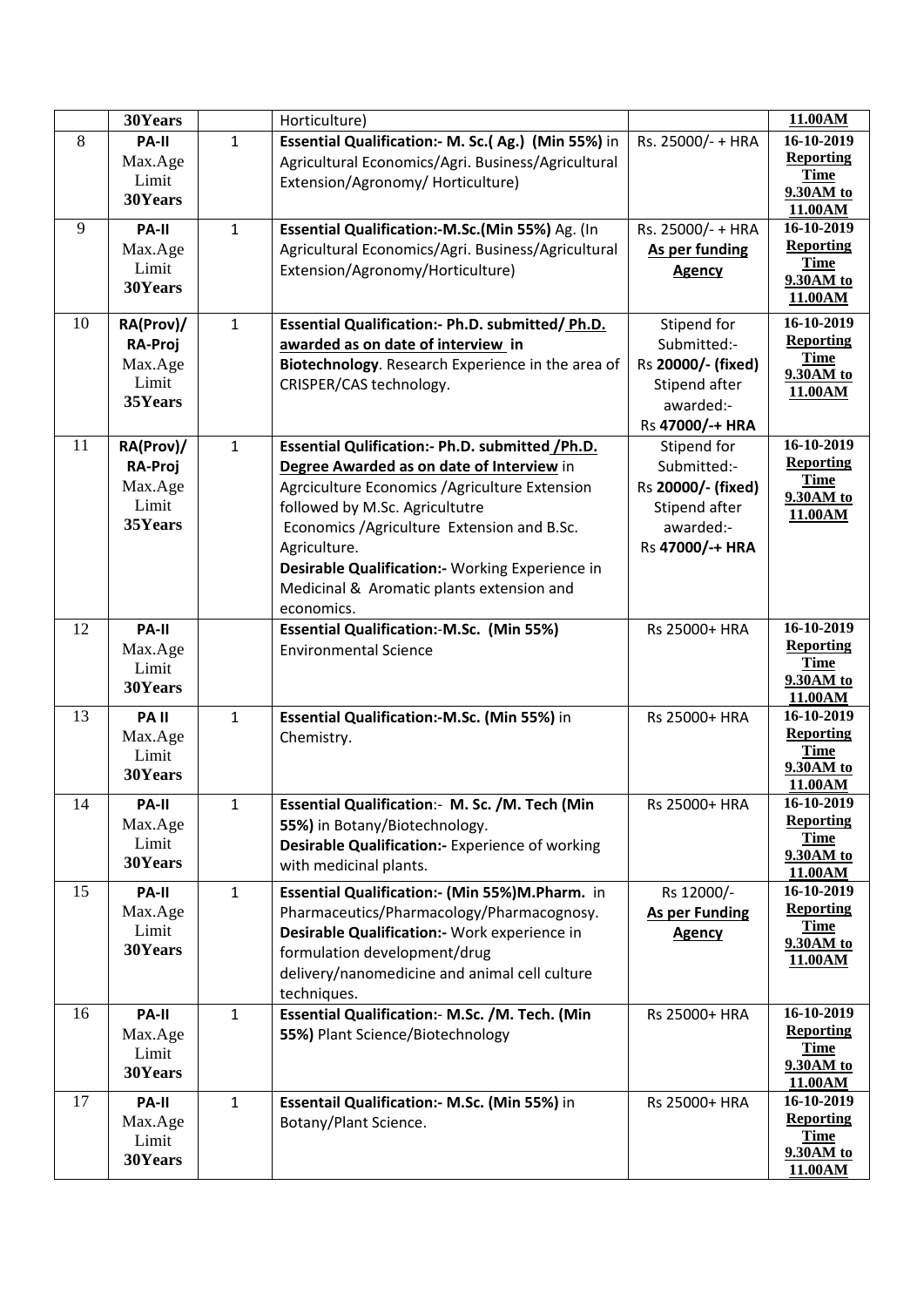| | 30Years | | Horticulture) | | 11.00AM |
|---|---|---|---|---|---|
| 8 | **PA-II** Max.Age Limit **30Years** | 1 | **Essential Qualification:- M. Sc.( Ag.) (Min 55%)** in Agricultural Economics/Agri. Business/Agricultural Extension/Agronomy/ Horticulture) | Rs. 25000/- + HRA | **16-10-2019 Reporting Time 9.30AM to 11.00AM** |
| 9 | **PA-II** Max.Age Limit **30Years** | 1 | **Essential Qualification:-M.Sc.(Min 55%)** Ag. (In Agricultural Economics/Agri. Business/Agricultural Extension/Agronomy/Horticulture) | Rs. 25000/- + HRA **As per funding Agency** | **16-10-2019 Reporting Time 9.30AM to 11.00AM** |
| 10 | **RA(Prov)/ RA-Proj** Max.Age Limit **35Years** | 1 | **Essential Qualification:- Ph.D. submitted/ Ph.D. awarded as on date of interview in Biotechnology**. Research Experience in the area of CRISPER/CAS technology. | Stipend for Submitted:- Rs **20000/- (fixed)** Stipend after awarded:- Rs **47000/-+ HRA** | **16-10-2019 Reporting Time 9.30AM to 11.00AM** |
| 11 | **RA(Prov)/ RA-Proj** Max.Age Limit **35Years** | 1 | **Essential Qulification:- Ph.D. submitted /Ph.D. Degree Awarded as on date of Interview** in Agrciculture Economics /Agriculture Extension followed by M.Sc. Agricultutre Economics /Agriculture Extension and B.Sc. Agriculture. **Desirable Qualification:-** Working Experience in Medicinal & Aromatic plants extension and economics. | Stipend for Submitted:- Rs **20000/- (fixed)** Stipend after awarded:- Rs **47000/-+ HRA** | **16-10-2019 Reporting Time 9.30AM to 11.00AM** |
| 12 | **PA-II** Max.Age Limit **30Years** | | **Essential Qualification:-M.Sc. (Min 55%)** Environmental Science | Rs 25000+ HRA | **16-10-2019 Reporting Time 9.30AM to 11.00AM** |
| 13 | **PA II** Max.Age Limit **30Years** | 1 | **Essential Qualification:-M.Sc. (Min 55%)** in Chemistry. | Rs 25000+ HRA | **16-10-2019 Reporting Time 9.30AM to 11.00AM** |
| 14 | **PA-II** Max.Age Limit **30Years** | 1 | **Essential Qualification**:- **M. Sc. /M. Tech (Min 55%)** in Botany/Biotechnology. **Desirable Qualification:-** Experience of working with medicinal plants. | Rs 25000+ HRA | **16-10-2019 Reporting Time 9.30AM to 11.00AM** |
| 15 | **PA-II** Max.Age Limit **30Years** | 1 | **Essential Qualification:- (Min 55%)M.Pharm.** in Pharmaceutics/Pharmacology/Pharmacognosy. **Desirable Qualification:-** Work experience in formulation development/drug delivery/nanomedicine and animal cell culture techniques. | Rs 12000/- **As per Funding Agency** | **16-10-2019 Reporting Time 9.30AM to 11.00AM** |
| 16 | **PA-II** Max.Age Limit **30Years** | 1 | **Essential Qualification:- M.Sc. /M. Tech. (Min 55%)** Plant Science/Biotechnology | Rs 25000+ HRA | **16-10-2019 Reporting Time 9.30AM to 11.00AM** |
| 17 | **PA-II** Max.Age Limit **30Years** | 1 | **Essentail Qualification:- M.Sc. (Min 55%)** in Botany/Plant Science. | Rs 25000+ HRA | **16-10-2019 Reporting Time 9.30AM to 11.00AM** |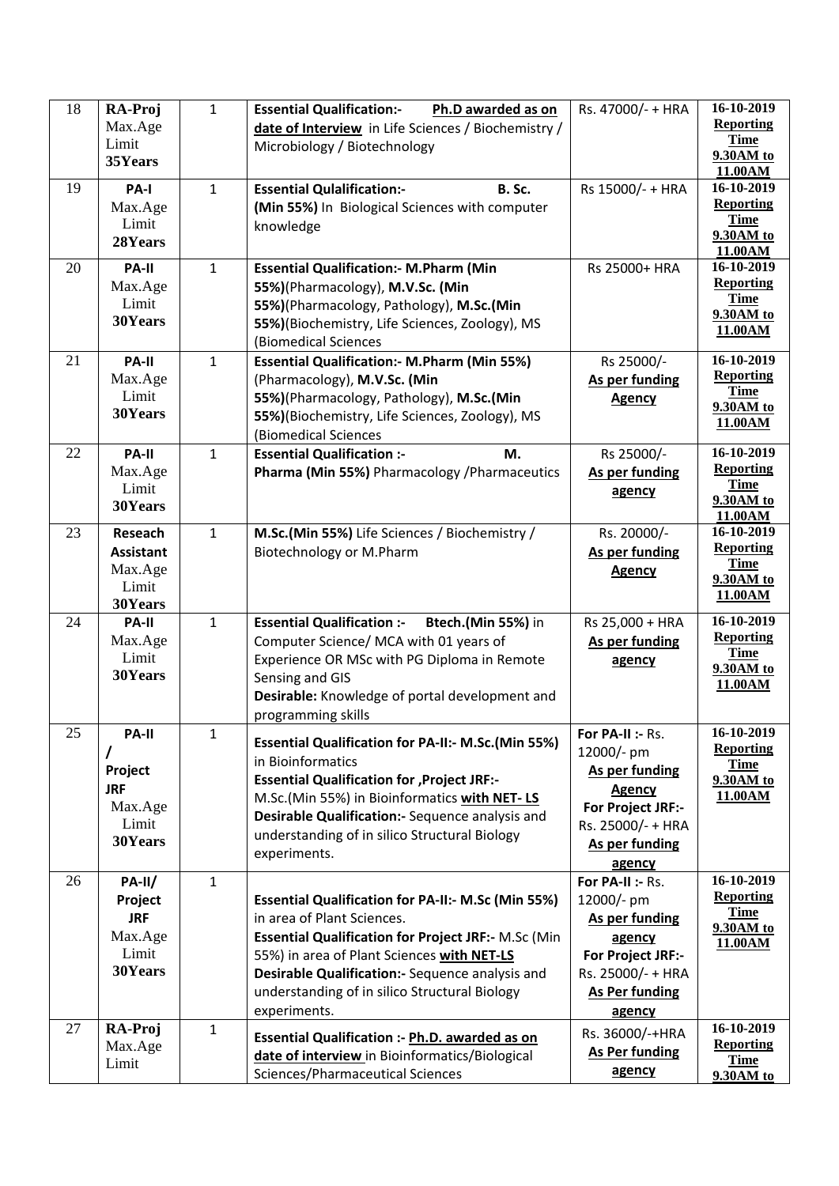| 18 | **RA-Proj** Max.Age Limit **35Years** | 1 | **Essential Qualification:- Ph.D awarded as on date of Interview** in Life Sciences / Biochemistry / Microbiology / Biotechnology | Rs. 47000/- + HRA | **16-10-2019 Reporting Time 9.30AM to 11.00AM** |
|---|---|---|---|---|---|
| 19 | **PA-I** Max.Age Limit **28Years** | 1 | **Essential Qulalification:- B. Sc. (Min 55%)** In Biological Sciences with computer knowledge | Rs 15000/- + HRA | **16-10-2019 Reporting Time 9.30AM to 11.00AM** |
| 20 | **PA-II** Max.Age Limit **30Years** | 1 | **Essential Qualification:- M.Pharm (Min 55%)**(Pharmacology), **M.V.Sc. (Min 55%)**(Pharmacology, Pathology), **M.Sc.(Min 55%)**(Biochemistry, Life Sciences, Zoology), MS (Biomedical Sciences | Rs 25000+ HRA | **16-10-2019 Reporting Time 9.30AM to 11.00AM** |
| 21 | **PA-II** Max.Age Limit **30Years** | 1 | **Essential Qualification:- M.Pharm (Min 55%)** (Pharmacology), **M.V.Sc. (Min 55%)**(Pharmacology, Pathology), **M.Sc.(Min 55%)**(Biochemistry, Life Sciences, Zoology), MS (Biomedical Sciences | Rs 25000/- **As per funding Agency** | **16-10-2019 Reporting Time 9.30AM to 11.00AM** |
| 22 | **PA-II** Max.Age Limit **30Years** | 1 | **Essential Qualification :- M. Pharma (Min 55%)** Pharmacology /Pharmaceutics | Rs 25000/- **As per funding agency** | **16-10-2019 Reporting Time 9.30AM to 11.00AM** |
| 23 | **Reseach Assistant** Max.Age Limit **30Years** | 1 | **M.Sc.(Min 55%)** Life Sciences / Biochemistry / Biotechnology or M.Pharm | Rs. 20000/- **As per funding Agency** | **16-10-2019 Reporting Time 9.30AM to 11.00AM** |
| 24 | **PA-II** Max.Age Limit **30Years** | 1 | **Essential Qualification :- Btech.(Min 55%)** in Computer Science/ MCA with 01 years of Experience OR MSc with PG Diploma in Remote Sensing and GIS **Desirable:** Knowledge of portal development and programming skills | Rs 25,000 + HRA **As per funding agency** | **16-10-2019 Reporting Time 9.30AM to 11.00AM** |
| 25 | **PA-II / Project JRF** Max.Age Limit **30Years** | 1 | **Essential Qualification for PA-II:- M.Sc.(Min 55%)** in Bioinformatics **Essential Qualification for ,Project JRF:-** M.Sc.(Min 55%) in Bioinformatics **with NET- LS** **Desirable Qualification:-** Sequence analysis and understanding of in silico Structural Biology experiments. | **For PA-II :-** Rs. 12000/- pm **As per funding Agency** **For Project JRF:-** Rs. 25000/- + HRA **As per funding agency** | **16-10-2019 Reporting Time 9.30AM to 11.00AM** |
| 26 | **PA-II/ Project JRF** Max.Age Limit **30Years** | 1 | **Essential Qualification for PA-II:- M.Sc (Min 55%)** in area of Plant Sciences. **Essential Qualification for Project JRF:-** M.Sc (Min 55%) in area of Plant Sciences **with NET-LS** **Desirable Qualification:-** Sequence analysis and understanding of in silico Structural Biology experiments. | **For PA-II :-** Rs. 12000/- pm **As per funding agency** **For Project JRF:-** Rs. 25000/- + HRA **As Per funding agency** | **16-10-2019 Reporting Time 9.30AM to 11.00AM** |
| 27 | **RA-Proj** Max.Age Limit | 1 | **Essential Qualification :- Ph.D. awarded as on date of interview** in Bioinformatics/Biological Sciences/Pharmaceutical Sciences | Rs. 36000/-+HRA **As Per funding agency** | **16-10-2019 Reporting Time 9.30AM to** |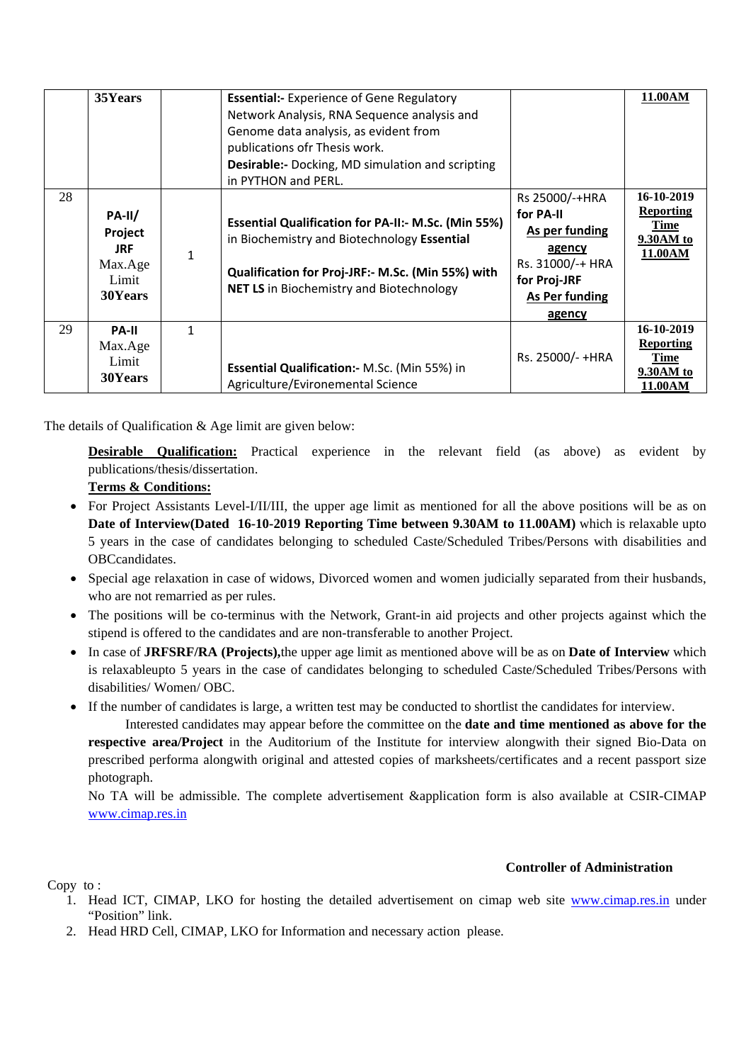| | | | | | |
|---|---|---|---|---|---|
| | **35Years** | | **Essential:-** Experience of Gene Regulatory Network Analysis, RNA Sequence analysis and Genome data analysis, as evident from publications ofr Thesis work.<br>**Desirable:-** Docking, MD simulation and scripting in PYTHON and PERL. | | **11.00AM** |
| 28 | **PA-II/ Project JRF**<br>Max.Age Limit **30Years** | 1 | **Essential Qualification for PA-II:- M.Sc. (Min 55%)** in Biochemistry and Biotechnology **Essential**<br><br>**Qualification for Proj-JRF:- M.Sc. (Min 55%) with NET LS** in Biochemistry and Biotechnology | Rs 25000/-+HRA **for PA-II**<br>**As per funding agency**<br>Rs. 31000/-+ HRA **for Proj-JRF**<br>**As Per funding agency** | **16-10-2019**<br>**Reporting Time**<br>**9.30AM to 11.00AM** |
| 29 | **PA-II**<br>Max.Age Limit **30Years** | 1 | **Essential Qualification:-** M.Sc. (Min 55%) in Agriculture/Evironemental Science | Rs. 25000/- +HRA | **16-10-2019**<br>**Reporting Time**<br>**9.30AM to 11.00AM** |

The details of Qualification & Age limit are given below:

**Desirable Qualification:** Practical experience in the relevant field (as above) as evident by publications/thesis/dissertation.

**Terms & Conditions:**

- For Project Assistants Level-I/II/III, the upper age limit as mentioned for all the above positions will be as on **Date of Interview(Dated 16-10-2019 Reporting Time between 9.30AM to 11.00AM)** which is relaxable upto 5 years in the case of candidates belonging to scheduled Caste/Scheduled Tribes/Persons with disabilities and OBCcandidates.
- Special age relaxation in case of widows, Divorced women and women judicially separated from their husbands, who are not remarried as per rules.
- The positions will be co-terminus with the Network, Grant-in aid projects and other projects against which the stipend is offered to the candidates and are non-transferable to another Project.
- In case of **JRFSRF/RA (Projects),**the upper age limit as mentioned above will be as on **Date of Interview** which is relaxableupto 5 years in the case of candidates belonging to scheduled Caste/Scheduled Tribes/Persons with disabilities/ Women/ OBC.
- If the number of candidates is large, a written test may be conducted to shortlist the candidates for interview.

Interested candidates may appear before the committee on the **date and time mentioned as above for the respective area/Project** in the Auditorium of the Institute for interview alongwith their signed Bio-Data on prescribed performa alongwith original and attested copies of marksheets/certificates and a recent passport size photograph.

No TA will be admissible. The complete advertisement &application form is also available at CSIR-CIMAP www.cimap.res.in

**Controller of Administration**

Copy to :

1. Head ICT, CIMAP, LKO for hosting the detailed advertisement on cimap web site www.cimap.res.in under "Position" link.
2. Head HRD Cell, CIMAP, LKO for Information and necessary action please.